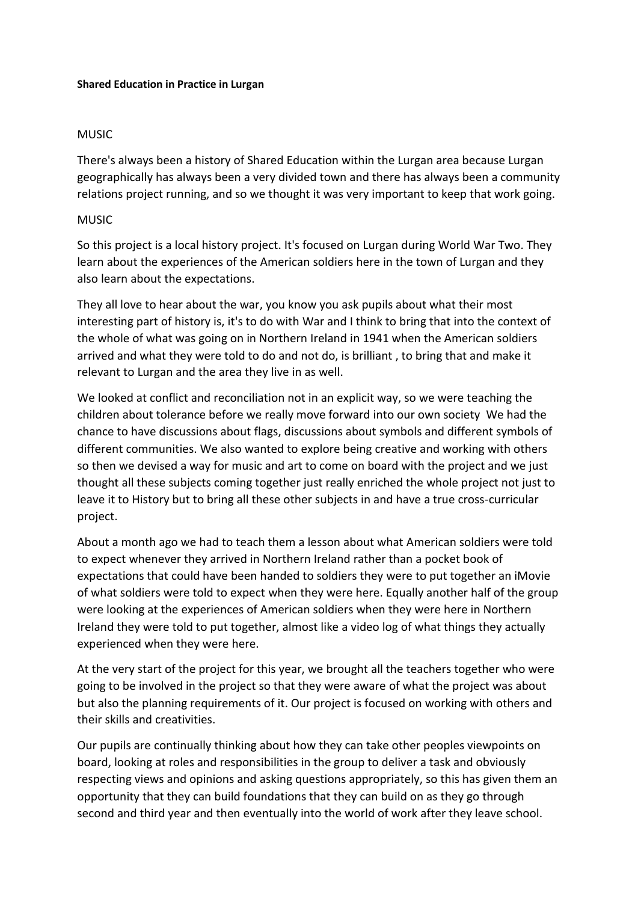**Shared Education in Practice in Lurgan**

MUSIC

There's always been a history of Shared Education within the Lurgan area because Lurgan geographically has always been a very divided town and there has always been a community relations project running, and so we thought it was very important to keep that work going.

MUSIC

So this project is a local history project. It's focused on Lurgan during World War Two. They learn about the experiences of the American soldiers here in the town of Lurgan and they also learn about the expectations.

They all love to hear about the war, you know you ask pupils about what their most interesting part of history is, it's to do with War and I think to bring that into the context of the whole of what was going on in Northern Ireland in 1941 when the American soldiers arrived and what they were told to do and not do, is brilliant , to bring that and make it relevant to Lurgan and the area they live in as well.

We looked at conflict and reconciliation not in an explicit way, so we were teaching the children about tolerance before we really move forward into our own society  We had the chance to have discussions about flags, discussions about symbols and different symbols of different communities. We also wanted to explore being creative and working with others so then we devised a way for music and art to come on board with the project and we just thought all these subjects coming together just really enriched the whole project not just to leave it to History but to bring all these other subjects in and have a true cross-curricular project.

About a month ago we had to teach them a lesson about what American soldiers were told to expect whenever they arrived in Northern Ireland rather than a pocket book of expectations that could have been handed to soldiers they were to put together an iMovie of what soldiers were told to expect when they were here. Equally another half of the group were looking at the experiences of American soldiers when they were here in Northern Ireland they were told to put together, almost like a video log of what things they actually experienced when they were here.

At the very start of the project for this year, we brought all the teachers together who were going to be involved in the project so that they were aware of what the project was about but also the planning requirements of it. Our project is focused on working with others and their skills and creativities.

Our pupils are continually thinking about how they can take other peoples viewpoints on board, looking at roles and responsibilities in the group to deliver a task and obviously respecting views and opinions and asking questions appropriately, so this has given them an opportunity that they can build foundations that they can build on as they go through second and third year and then eventually into the world of work after they leave school.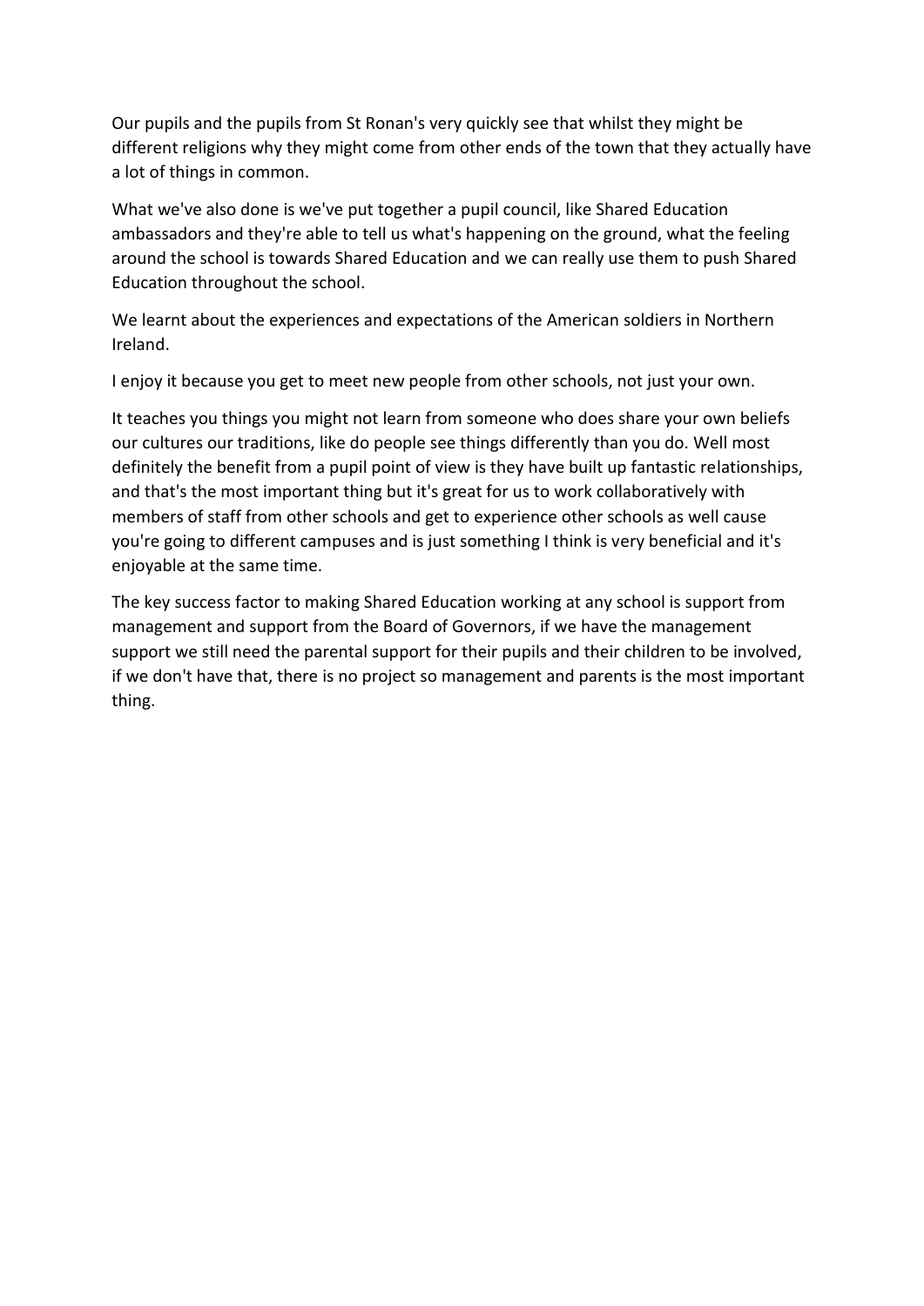Our pupils and the pupils from St Ronan's very quickly see that whilst they might be different religions why they might come from other ends of the town that they actually have a lot of things in common.

What we've also done is we've put together a pupil council, like Shared Education ambassadors and they're able to tell us what's happening on the ground, what the feeling around the school is towards Shared Education and we can really use them to push Shared Education throughout the school.

We learnt about the experiences and expectations of the American soldiers in Northern Ireland.

I enjoy it because you get to meet new people from other schools, not just your own.

It teaches you things you might not learn from someone who does share your own beliefs our cultures our traditions, like do people see things differently than you do. Well most definitely the benefit from a pupil point of view is they have built up fantastic relationships, and that's the most important thing but it's great for us to work collaboratively with members of staff from other schools and get to experience other schools as well cause you're going to different campuses and is just something I think is very beneficial and it's enjoyable at the same time.

The key success factor to making Shared Education working at any school is support from management and support from the Board of Governors, if we have the management support we still need the parental support for their pupils and their children to be involved, if we don't have that, there is no project so management and parents is the most important thing.